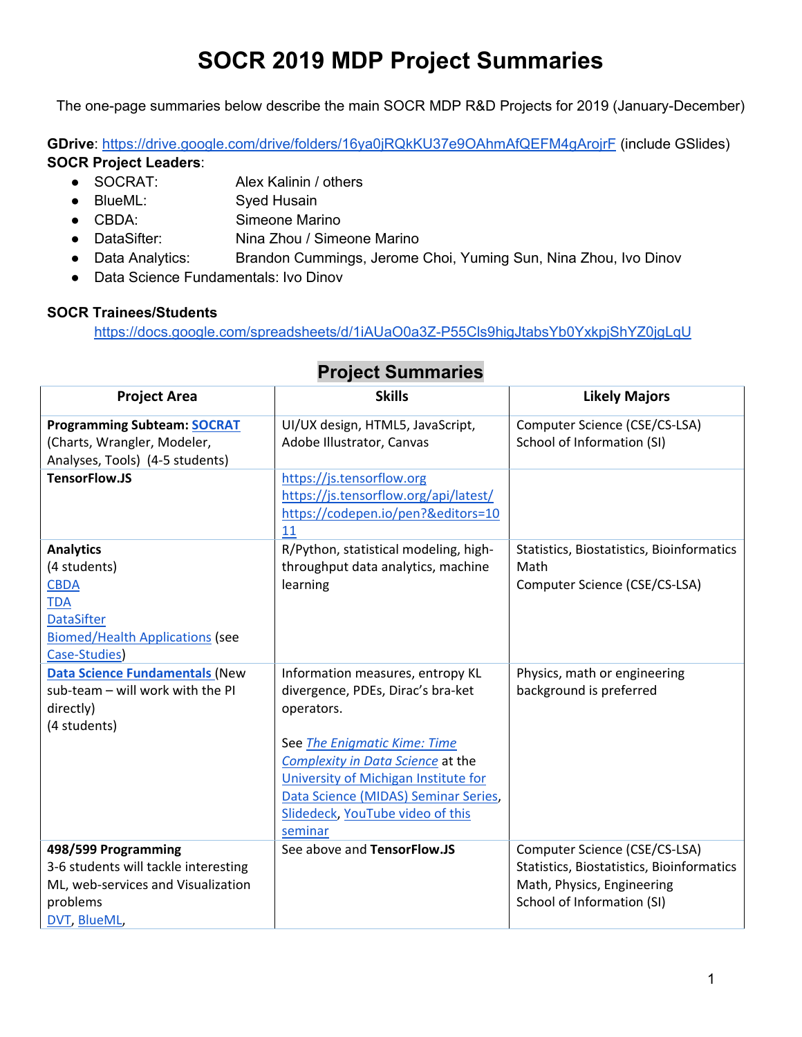# SOCR 2019 MDP Project Summaries

The one-page summaries below describe the main SOCR MDP R&D Projects for 2019 (January-December)

**GDrive**: https://drive.google.com/drive/folders/16ya0jRQkKU37e9OAhmAfQEFM4gArojrF (include GSlides)

**SOCR Project Leaders**:

- SOCRAT: Alex Kalinin / others
- BlueML: Syed Husain
- CBDA: Simeone Marino
- DataSifter: Nina Zhou / Simeone Marino
- Data Analytics: Brandon Cummings, Jerome Choi, Yuming Sun, Nina Zhou, Ivo Dinov
- Data Science Fundamentals: Ivo Dinov

**SOCR Trainees/Students**

https://docs.google.com/spreadsheets/d/1iAUaO0a3Z-P55Cls9higJtabsYb0YxkpjShYZ0jgLqU

## Project Summaries

| Project Area | Skills | Likely Majors |
|---|---|---|
| **Programming Subteam: SOCRAT** (Charts, Wrangler, Modeler, Analyses, Tools) (4-5 students) | UI/UX design, HTML5, JavaScript, Adobe Illustrator, Canvas | Computer Science (CSE/CS-LSA)<br>School of Information (SI) |
| **TensorFlow.JS** | https://js.tensorflow.org<br>https://js.tensorflow.org/api/latest/<br>https://codepen.io/pen?&editors=1011 | |
| **Analytics**<br>(4 students)<br>CBDA<br>TDA<br>DataSifter<br>Biomed/Health Applications (see Case-Studies) | R/Python, statistical modeling, high-throughput data analytics, machine learning | Statistics, Biostatistics, Bioinformatics<br>Math<br>Computer Science (CSE/CS-LSA) |
| **Data Science Fundamentals** (New sub-team – will work with the PI directly)<br>(4 students) | Information measures, entropy KL divergence, PDEs, Dirac's bra-ket operators.<br><br>See *The Enigmatic Kime: Time Complexity in Data Science* at the University of Michigan Institute for Data Science (MIDAS) Seminar Series, Slidedeck, YouTube video of this seminar | Physics, math or engineering background is preferred |
| **498/599 Programming**<br>3-6 students will tackle interesting ML, web-services and Visualization problems<br>DVT, BlueML, | See above and **TensorFlow.JS** | Computer Science (CSE/CS-LSA)<br>Statistics, Biostatistics, Bioinformatics<br>Math, Physics, Engineering<br>School of Information (SI) |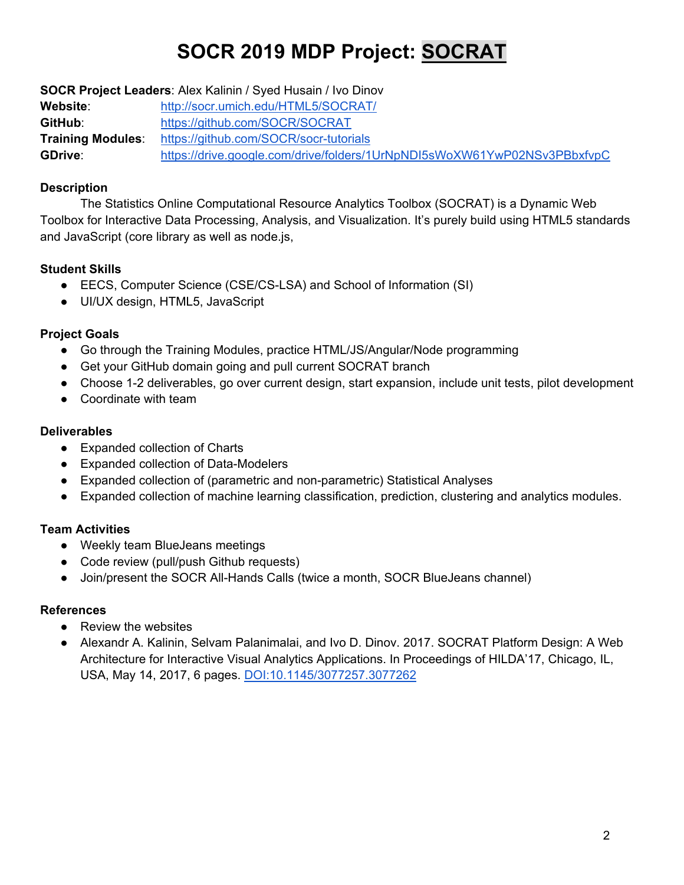# SOCR 2019 MDP Project: SOCRAT

**SOCR Project Leaders**: Alex Kalinin / Syed Husain / Ivo Dinov
**Website**: http://socr.umich.edu/HTML5/SOCRAT/
**GitHub**: https://github.com/SOCR/SOCRAT
**Training Modules**: https://github.com/SOCR/socr-tutorials
**GDrive**: https://drive.google.com/drive/folders/1UrNpNDI5sWoXW61YwP02NSv3PBbxfvpC

**Description**

The Statistics Online Computational Resource Analytics Toolbox (SOCRAT) is a Dynamic Web Toolbox for Interactive Data Processing, Analysis, and Visualization. It's purely build using HTML5 standards and JavaScript (core library as well as node.js,

**Student Skills**

- EECS, Computer Science (CSE/CS-LSA) and School of Information (SI)
- UI/UX design, HTML5, JavaScript

**Project Goals**

- Go through the Training Modules, practice HTML/JS/Angular/Node programming
- Get your GitHub domain going and pull current SOCRAT branch
- Choose 1-2 deliverables, go over current design, start expansion, include unit tests, pilot development
- Coordinate with team

**Deliverables**

- Expanded collection of Charts
- Expanded collection of Data-Modelers
- Expanded collection of (parametric and non-parametric) Statistical Analyses
- Expanded collection of machine learning classification, prediction, clustering and analytics modules.

**Team Activities**

- Weekly team BlueJeans meetings
- Code review (pull/push Github requests)
- Join/present the SOCR All-Hands Calls (twice a month, SOCR BlueJeans channel)

**References**

- Review the websites
- Alexandr A. Kalinin, Selvam Palanimalai, and Ivo D. Dinov. 2017. SOCRAT Platform Design: A Web Architecture for Interactive Visual Analytics Applications. In Proceedings of HILDA'17, Chicago, IL, USA, May 14, 2017, 6 pages. DOI:10.1145/3077257.3077262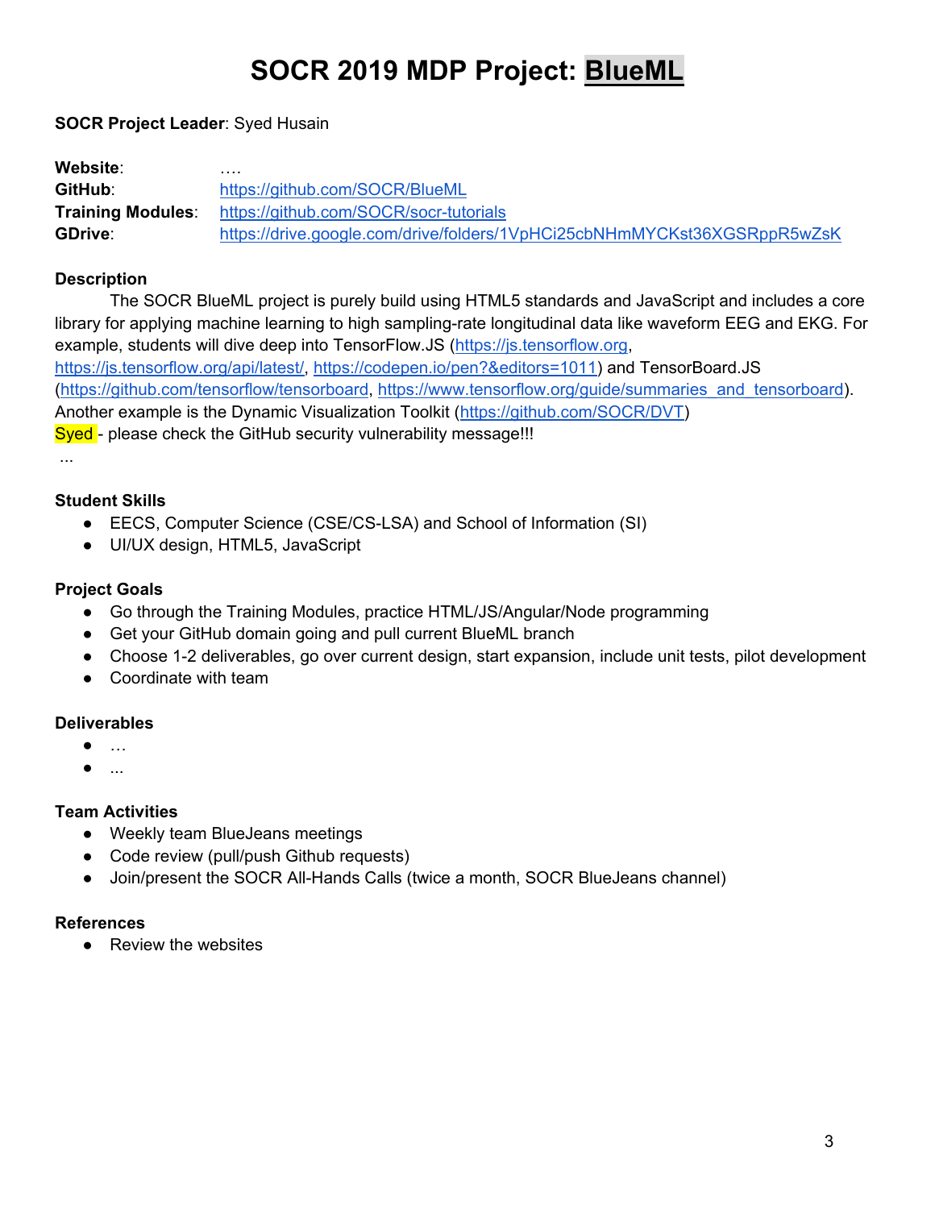# SOCR 2019 MDP Project: BlueML

**SOCR Project Leader**: Syed Husain

**Website**: ….
**GitHub**: https://github.com/SOCR/BlueML
**Training Modules**: https://github.com/SOCR/socr-tutorials
**GDrive**: https://drive.google.com/drive/folders/1VpHCi25cbNHmMYCKst36XGSRppR5wZsK

### Description

The SOCR BlueML project is purely build using HTML5 standards and JavaScript and includes a core library for applying machine learning to high sampling-rate longitudinal data like waveform EEG and EKG. For example, students will dive deep into TensorFlow.JS (https://js.tensorflow.org, https://js.tensorflow.org/api/latest/, https://codepen.io/pen?&editors=1011) and TensorBoard.JS (https://github.com/tensorflow/tensorboard, https://www.tensorflow.org/guide/summaries_and_tensorboard). Another example is the Dynamic Visualization Toolkit (https://github.com/SOCR/DVT)
Syed - please check the GitHub security vulnerability message!!!
...

### Student Skills

- EECS, Computer Science (CSE/CS-LSA) and School of Information (SI)
- UI/UX design, HTML5, JavaScript

### Project Goals

- Go through the Training Modules, practice HTML/JS/Angular/Node programming
- Get your GitHub domain going and pull current BlueML branch
- Choose 1-2 deliverables, go over current design, start expansion, include unit tests, pilot development
- Coordinate with team

### Deliverables

- …
- ...

### Team Activities

- Weekly team BlueJeans meetings
- Code review (pull/push Github requests)
- Join/present the SOCR All-Hands Calls (twice a month, SOCR BlueJeans channel)

### References

- Review the websites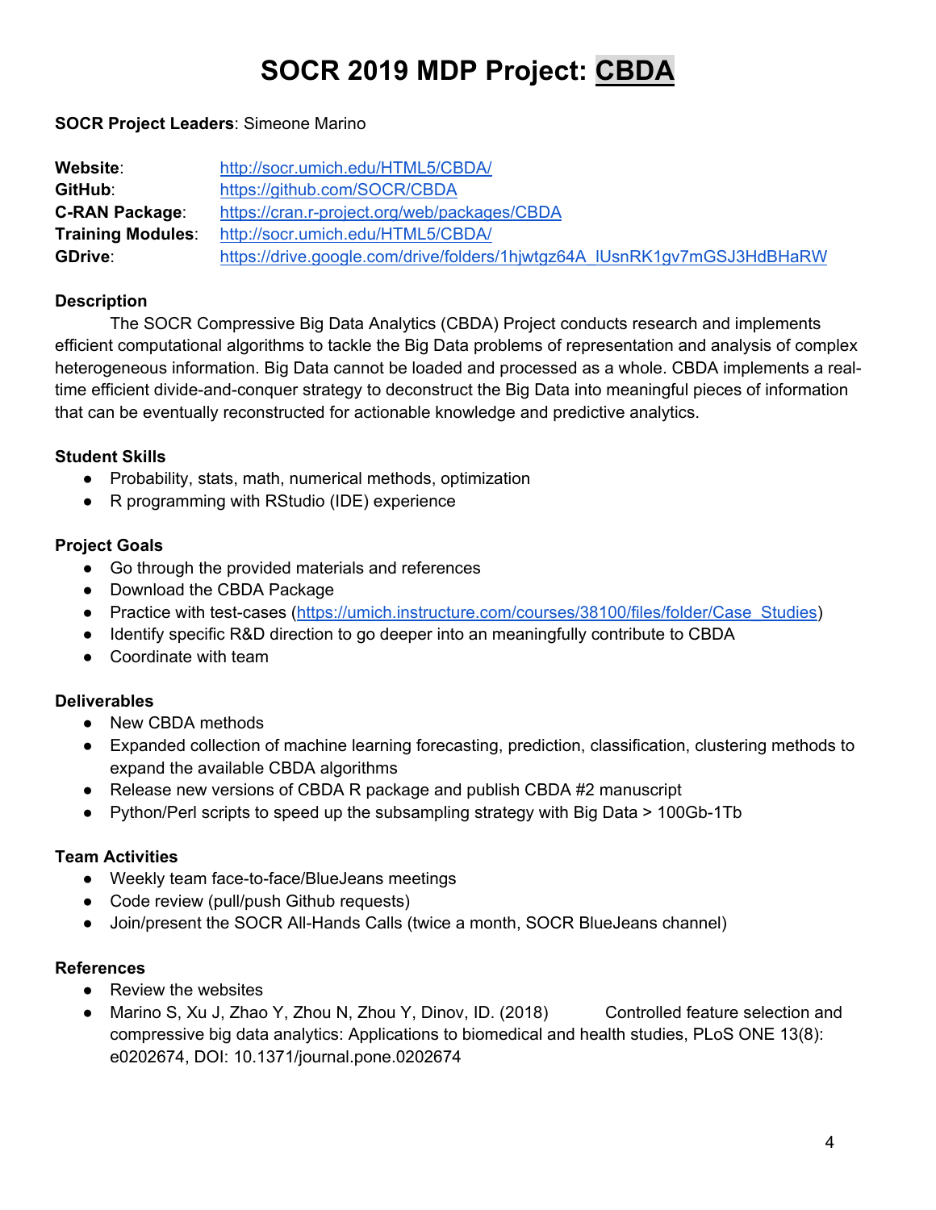# SOCR 2019 MDP Project: CBDA

**SOCR Project Leaders**: Simeone Marino

| | |
|---|---|
| **Website**: | http://socr.umich.edu/HTML5/CBDA/ |
| **GitHub**: | https://github.com/SOCR/CBDA |
| **C-RAN Package**: | https://cran.r-project.org/web/packages/CBDA |
| **Training Modules**: | http://socr.umich.edu/HTML5/CBDA/ |
| **GDrive**: | https://drive.google.com/drive/folders/1hjwtgz64A_lUsnRK1gv7mGSJ3HdBHaRW |

### Description

The SOCR Compressive Big Data Analytics (CBDA) Project conducts research and implements efficient computational algorithms to tackle the Big Data problems of representation and analysis of complex heterogeneous information. Big Data cannot be loaded and processed as a whole. CBDA implements a real-time efficient divide-and-conquer strategy to deconstruct the Big Data into meaningful pieces of information that can be eventually reconstructed for actionable knowledge and predictive analytics.

### Student Skills

- Probability, stats, math, numerical methods, optimization
- R programming with RStudio (IDE) experience

### Project Goals

- Go through the provided materials and references
- Download the CBDA Package
- Practice with test-cases (https://umich.instructure.com/courses/38100/files/folder/Case_Studies)
- Identify specific R&D direction to go deeper into an meaningfully contribute to CBDA
- Coordinate with team

### Deliverables

- New CBDA methods
- Expanded collection of machine learning forecasting, prediction, classification, clustering methods to expand the available CBDA algorithms
- Release new versions of CBDA R package and publish CBDA #2 manuscript
- Python/Perl scripts to speed up the subsampling strategy with Big Data > 100Gb-1Tb

### Team Activities

- Weekly team face-to-face/BlueJeans meetings
- Code review (pull/push Github requests)
- Join/present the SOCR All-Hands Calls (twice a month, SOCR BlueJeans channel)

### References

- Review the websites
- Marino S, Xu J, Zhao Y, Zhou N, Zhou Y, Dinov, ID. (2018) Controlled feature selection and compressive big data analytics: Applications to biomedical and health studies, PLoS ONE 13(8): e0202674, DOI: 10.1371/journal.pone.0202674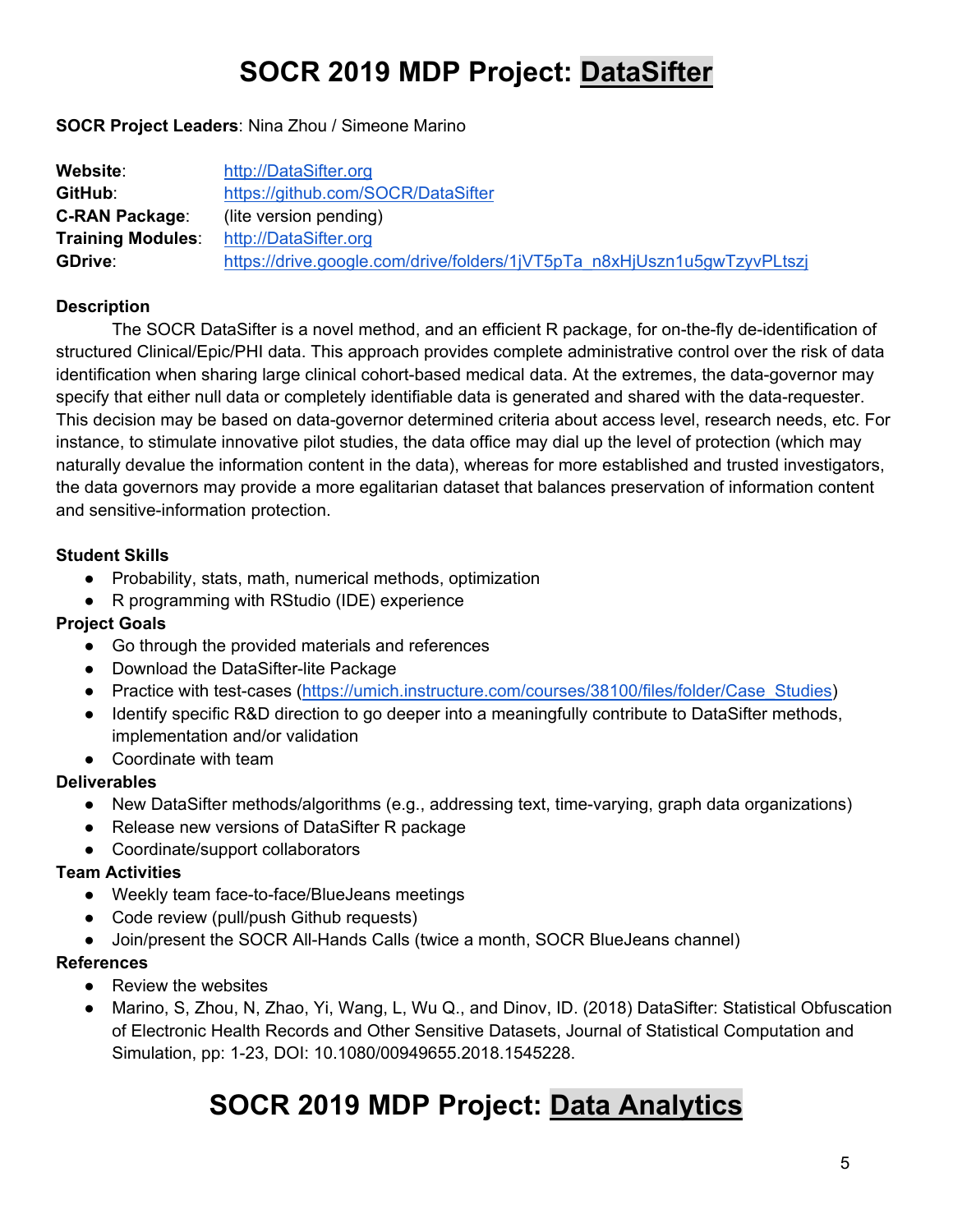# SOCR 2019 MDP Project: DataSifter

**SOCR Project Leaders**: Nina Zhou / Simeone Marino

| | |
|---|---|
| **Website**: | http://DataSifter.org |
| **GitHub**: | https://github.com/SOCR/DataSifter |
| **C-RAN Package**: | (lite version pending) |
| **Training Modules**: | http://DataSifter.org |
| **GDrive**: | https://drive.google.com/drive/folders/1jVT5pTa_n8xHjUszn1u5gwTzyvPLtszj |

**Description**

The SOCR DataSifter is a novel method, and an efficient R package, for on-the-fly de-identification of structured Clinical/Epic/PHI data. This approach provides complete administrative control over the risk of data identification when sharing large clinical cohort-based medical data. At the extremes, the data-governor may specify that either null data or completely identifiable data is generated and shared with the data-requester. This decision may be based on data-governor determined criteria about access level, research needs, etc. For instance, to stimulate innovative pilot studies, the data office may dial up the level of protection (which may naturally devalue the information content in the data), whereas for more established and trusted investigators, the data governors may provide a more egalitarian dataset that balances preservation of information content and sensitive-information protection.

**Student Skills**

- Probability, stats, math, numerical methods, optimization
- R programming with RStudio (IDE) experience

**Project Goals**

- Go through the provided materials and references
- Download the DataSifter-lite Package
- Practice with test-cases (https://umich.instructure.com/courses/38100/files/folder/Case_Studies)
- Identify specific R&D direction to go deeper into a meaningfully contribute to DataSifter methods, implementation and/or validation
- Coordinate with team

**Deliverables**

- New DataSifter methods/algorithms (e.g., addressing text, time-varying, graph data organizations)
- Release new versions of DataSifter R package
- Coordinate/support collaborators

**Team Activities**

- Weekly team face-to-face/BlueJeans meetings
- Code review (pull/push Github requests)
- Join/present the SOCR All-Hands Calls (twice a month, SOCR BlueJeans channel)

**References**

- Review the websites
- Marino, S, Zhou, N, Zhao, Yi, Wang, L, Wu Q., and Dinov, ID. (2018) DataSifter: Statistical Obfuscation of Electronic Health Records and Other Sensitive Datasets, Journal of Statistical Computation and Simulation, pp: 1-23, DOI: 10.1080/00949655.2018.1545228.

# SOCR 2019 MDP Project: Data Analytics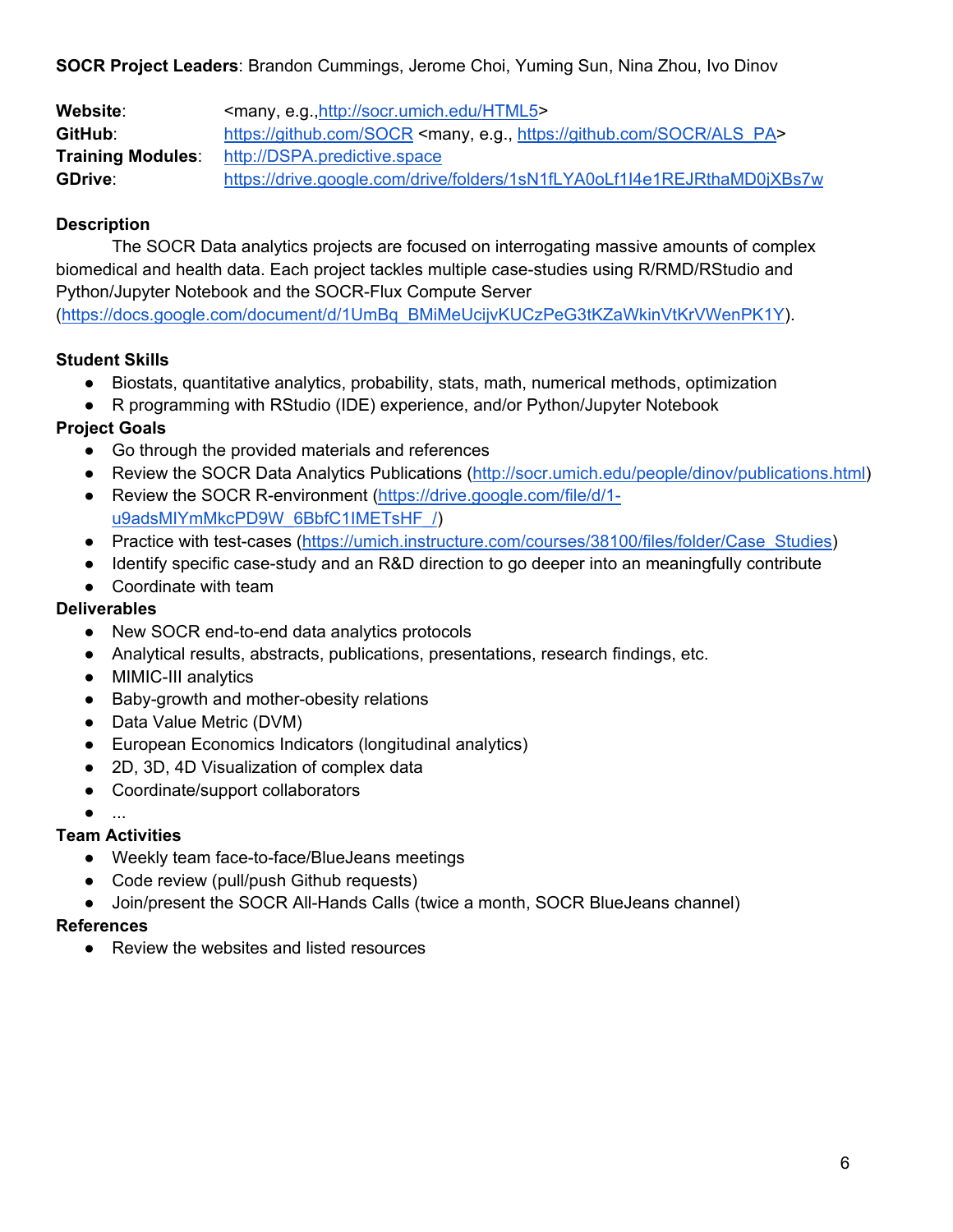**SOCR Project Leaders**: Brandon Cummings, Jerome Choi, Yuming Sun, Nina Zhou, Ivo Dinov

**Website**: <many, e.g.,http://socr.umich.edu/HTML5>
**GitHub**: https://github.com/SOCR <many, e.g., https://github.com/SOCR/ALS_PA>
**Training Modules**: http://DSPA.predictive.space
**GDrive**: https://drive.google.com/drive/folders/1sN1fLYA0oLf1I4e1REJRthaMD0jXBs7w

**Description**

The SOCR Data analytics projects are focused on interrogating massive amounts of complex biomedical and health data. Each project tackles multiple case-studies using R/RMD/RStudio and Python/Jupyter Notebook and the SOCR-Flux Compute Server (https://docs.google.com/document/d/1UmBq_BMiMeUcijvKUCzPeG3tKZaWkinVtKrVWenPK1Y).

**Student Skills**

- Biostats, quantitative analytics, probability, stats, math, numerical methods, optimization
- R programming with RStudio (IDE) experience, and/or Python/Jupyter Notebook

**Project Goals**

- Go through the provided materials and references
- Review the SOCR Data Analytics Publications (http://socr.umich.edu/people/dinov/publications.html)
- Review the SOCR R-environment (https://drive.google.com/file/d/1-u9adsMIYmMkcPD9W_6BbfC1IMETsHF_/)
- Practice with test-cases (https://umich.instructure.com/courses/38100/files/folder/Case_Studies)
- Identify specific case-study and an R&D direction to go deeper into an meaningfully contribute
- Coordinate with team

**Deliverables**

- New SOCR end-to-end data analytics protocols
- Analytical results, abstracts, publications, presentations, research findings, etc.
- MIMIC-III analytics
- Baby-growth and mother-obesity relations
- Data Value Metric (DVM)
- European Economics Indicators (longitudinal analytics)
- 2D, 3D, 4D Visualization of complex data
- Coordinate/support collaborators
- ...

**Team Activities**

- Weekly team face-to-face/BlueJeans meetings
- Code review (pull/push Github requests)
- Join/present the SOCR All-Hands Calls (twice a month, SOCR BlueJeans channel)

**References**

- Review the websites and listed resources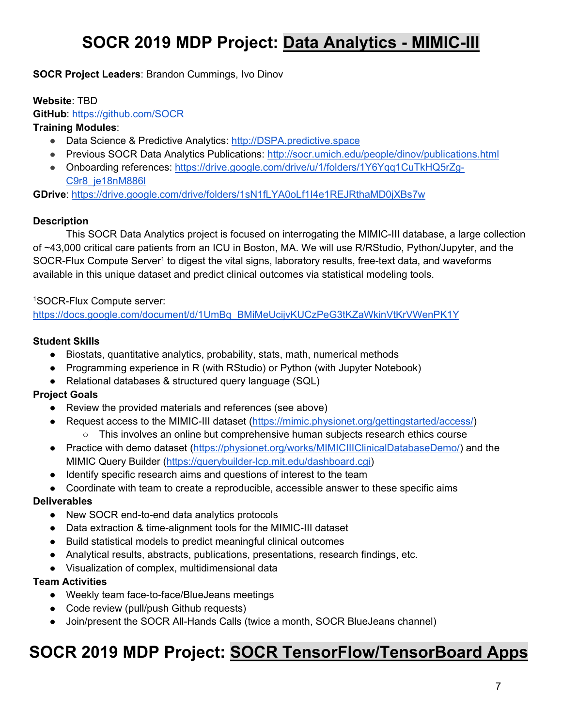# SOCR 2019 MDP Project: Data Analytics - MIMIC-III

**SOCR Project Leaders**: Brandon Cummings, Ivo Dinov

**Website**: TBD
**GitHub**: https://github.com/SOCR
**Training Modules**:

- Data Science & Predictive Analytics: http://DSPA.predictive.space
- Previous SOCR Data Analytics Publications: http://socr.umich.edu/people/dinov/publications.html
- Onboarding references: https://drive.google.com/drive/u/1/folders/1Y6Yqq1CuTkHQ5rZg-C9r8_je18nM886l

**GDrive**: https://drive.google.com/drive/folders/1sN1fLYA0oLf1I4e1REJRthaMD0jXBs7w

**Description**

This SOCR Data Analytics project is focused on interrogating the MIMIC-III database, a large collection of ~43,000 critical care patients from an ICU in Boston, MA. We will use R/RStudio, Python/Jupyter, and the SOCR-Flux Compute Server[1] to digest the vital signs, laboratory results, free-text data, and waveforms available in this unique dataset and predict clinical outcomes via statistical modeling tools.

[1]SOCR-Flux Compute server: https://docs.google.com/document/d/1UmBq_BMiMeUcijvKUCzPeG3tKZaWkinVtKrVWenPK1Y

**Student Skills**

- Biostats, quantitative analytics, probability, stats, math, numerical methods
- Programming experience in R (with RStudio) or Python (with Jupyter Notebook)
- Relational databases & structured query language (SQL)

**Project Goals**

- Review the provided materials and references (see above)
- Request access to the MIMIC-III dataset (https://mimic.physionet.org/gettingstarted/access/)
  - This involves an online but comprehensive human subjects research ethics course
- Practice with demo dataset (https://physionet.org/works/MIMICIIIClinicalDatabaseDemo/) and the MIMIC Query Builder (https://querybuilder-lcp.mit.edu/dashboard.cgi)
- Identify specific research aims and questions of interest to the team
- Coordinate with team to create a reproducible, accessible answer to these specific aims

**Deliverables**

- New SOCR end-to-end data analytics protocols
- Data extraction & time-alignment tools for the MIMIC-III dataset
- Build statistical models to predict meaningful clinical outcomes
- Analytical results, abstracts, publications, presentations, research findings, etc.
- Visualization of complex, multidimensional data

**Team Activities**

- Weekly team face-to-face/BlueJeans meetings
- Code review (pull/push Github requests)
- Join/present the SOCR All-Hands Calls (twice a month, SOCR BlueJeans channel)

# SOCR 2019 MDP Project: SOCR TensorFlow/TensorBoard Apps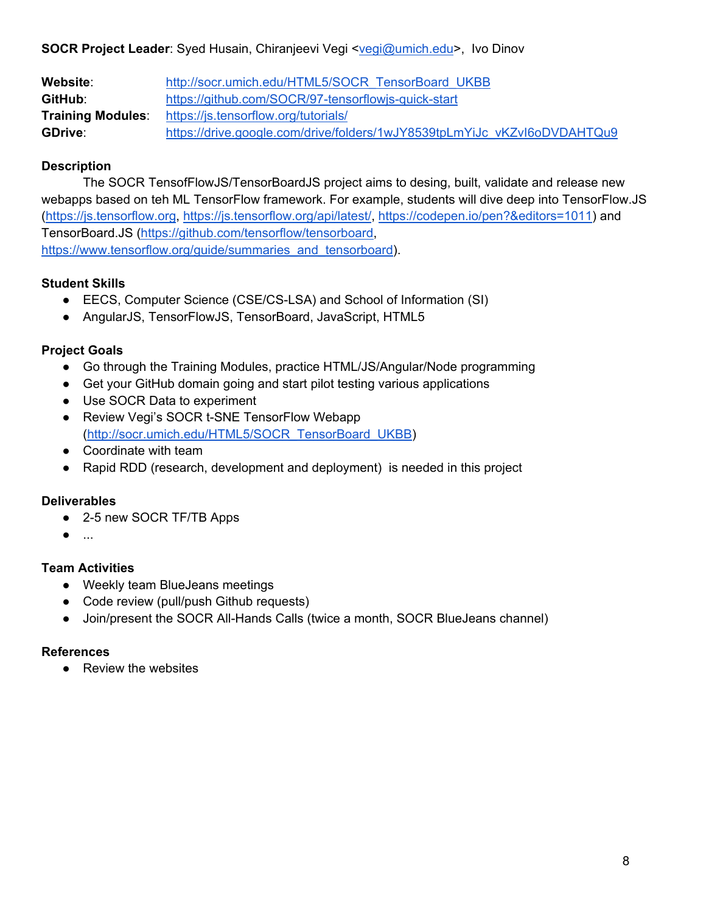**SOCR Project Leader**: Syed Husain, Chiranjeevi Vegi <vegi@umich.edu>, Ivo Dinov

**Website**: http://socr.umich.edu/HTML5/SOCR_TensorBoard_UKBB
**GitHub**: https://github.com/SOCR/97-tensorflowjs-quick-start
**Training Modules**: https://js.tensorflow.org/tutorials/
**GDrive**: https://drive.google.com/drive/folders/1wJY8539tpLmYiJc_vKZvI6oDVDAHTQu9

**Description**

The SOCR TensofFlowJS/TensorBoardJS project aims to desing, built, validate and release new webapps based on teh ML TensorFlow framework. For example, students will dive deep into TensorFlow.JS (https://js.tensorflow.org, https://js.tensorflow.org/api/latest/, https://codepen.io/pen?&editors=1011) and TensorBoard.JS (https://github.com/tensorflow/tensorboard, https://www.tensorflow.org/guide/summaries_and_tensorboard).

**Student Skills**

- EECS, Computer Science (CSE/CS-LSA) and School of Information (SI)
- AngularJS, TensorFlowJS, TensorBoard, JavaScript, HTML5

**Project Goals**

- Go through the Training Modules, practice HTML/JS/Angular/Node programming
- Get your GitHub domain going and start pilot testing various applications
- Use SOCR Data to experiment
- Review Vegi's SOCR t-SNE TensorFlow Webapp (http://socr.umich.edu/HTML5/SOCR_TensorBoard_UKBB)
- Coordinate with team
- Rapid RDD (research, development and deployment) is needed in this project

**Deliverables**

- 2-5 new SOCR TF/TB Apps
- ...

**Team Activities**

- Weekly team BlueJeans meetings
- Code review (pull/push Github requests)
- Join/present the SOCR All-Hands Calls (twice a month, SOCR BlueJeans channel)

**References**

- Review the websites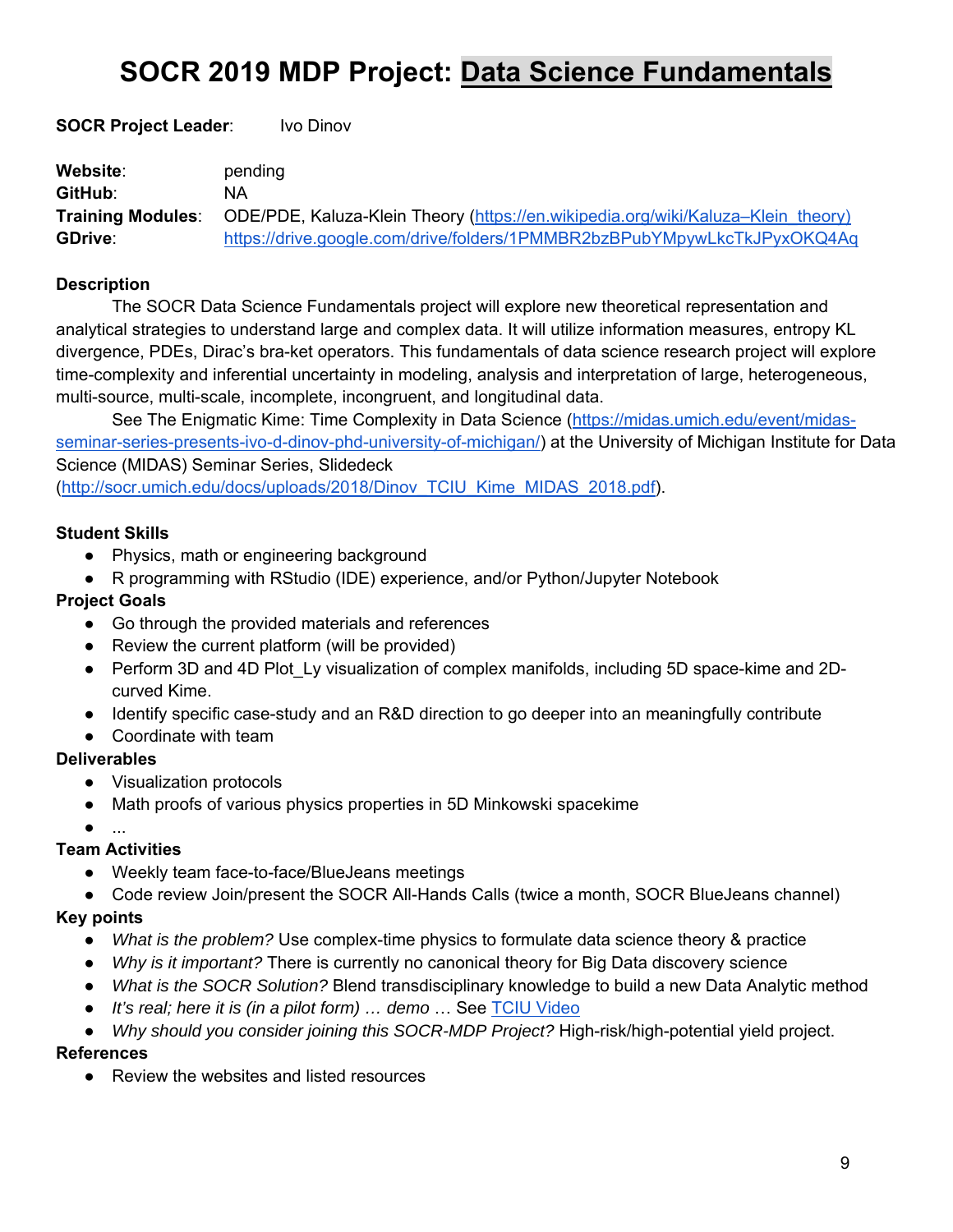# SOCR 2019 MDP Project: Data Science Fundamentals

**SOCR Project Leader**: Ivo Dinov

**Website**: pending
**GitHub**: NA
**Training Modules**: ODE/PDE, Kaluza-Klein Theory (https://en.wikipedia.org/wiki/Kaluza–Klein_theory)
**GDrive**: https://drive.google.com/drive/folders/1PMMBR2bzBPubYMpywLkcTkJPyxOKQ4Aq

**Description**

The SOCR Data Science Fundamentals project will explore new theoretical representation and analytical strategies to understand large and complex data. It will utilize information measures, entropy KL divergence, PDEs, Dirac's bra-ket operators. This fundamentals of data science research project will explore time-complexity and inferential uncertainty in modeling, analysis and interpretation of large, heterogeneous, multi-source, multi-scale, incomplete, incongruent, and longitudinal data.

See The Enigmatic Kime: Time Complexity in Data Science (https://midas.umich.edu/event/midas-seminar-series-presents-ivo-d-dinov-phd-university-of-michigan/) at the University of Michigan Institute for Data Science (MIDAS) Seminar Series, Slidedeck (http://socr.umich.edu/docs/uploads/2018/Dinov_TCIU_Kime_MIDAS_2018.pdf).

**Student Skills**
- Physics, math or engineering background
- R programming with RStudio (IDE) experience, and/or Python/Jupyter Notebook

**Project Goals**
- Go through the provided materials and references
- Review the current platform (will be provided)
- Perform 3D and 4D Plot_Ly visualization of complex manifolds, including 5D space-kime and 2D-curved Kime.
- Identify specific case-study and an R&D direction to go deeper into an meaningfully contribute
- Coordinate with team

**Deliverables**
- Visualization protocols
- Math proofs of various physics properties in 5D Minkowski spacekime
- ...

**Team Activities**
- Weekly team face-to-face/BlueJeans meetings
- Code review Join/present the SOCR All-Hands Calls (twice a month, SOCR BlueJeans channel)

**Key points**
- *What is the problem?* Use complex-time physics to formulate data science theory & practice
- *Why is it important?* There is currently no canonical theory for Big Data discovery science
- *What is the SOCR Solution?* Blend transdisciplinary knowledge to build a new Data Analytic method
- *It's real; here it is (in a pilot form) … demo …* See TCIU Video
- *Why should you consider joining this SOCR-MDP Project?* High-risk/high-potential yield project.

**References**
- Review the websites and listed resources